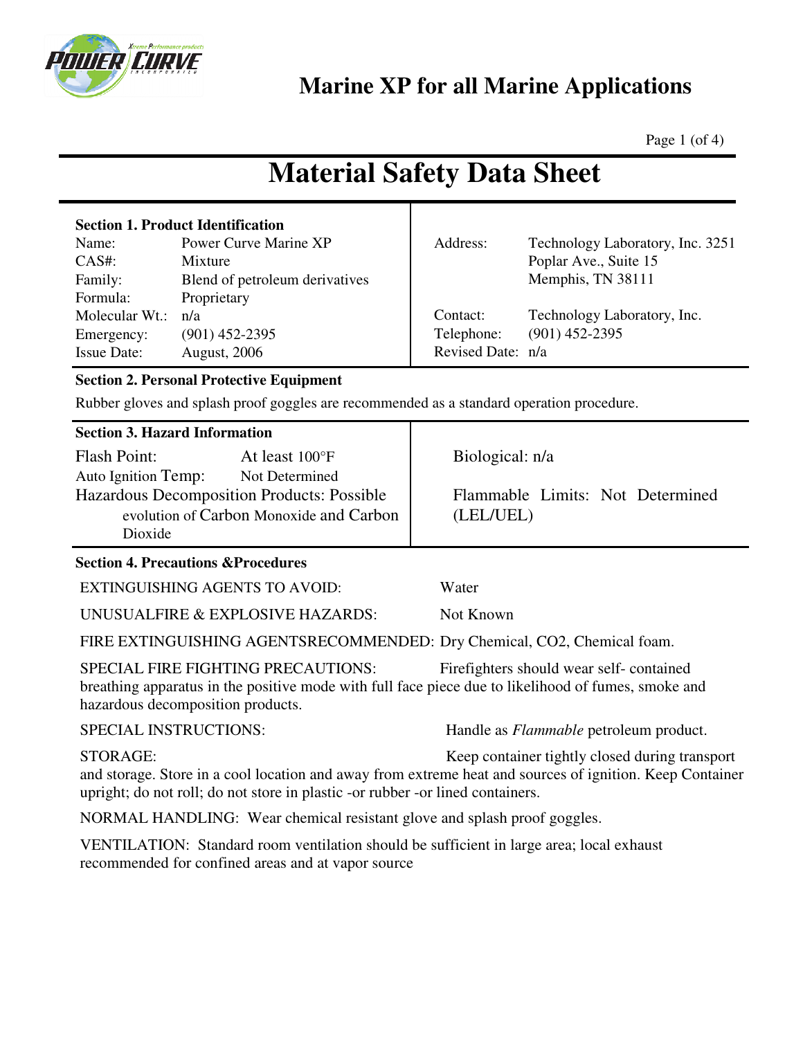## Marine XP for all Marine Applications

# Material Safety Data Sheet

### Section 1. Product Identification

| | |
|---|---|
| Name: | Power Curve Marine XP |
| CAS#: | Mixture |
| Family: | Blend of petroleum derivatives |
| Formula: | Proprietary |
| Molecular Wt.: | n/a |
| Emergency: | (901) 452-2395 |
| Issue Date: | August, 2006 |

| | |
|---|---|
| Address: | Technology Laboratory, Inc. 3251 Poplar Ave., Suite 15 Memphis, TN 38111 |
| Contact: | Technology Laboratory, Inc. |
| Telephone: | (901) 452-2395 |
| Revised Date: | n/a |

### Section 2. Personal Protective Equipment

Rubber gloves and splash proof goggles are recommended as a standard operation procedure.

### Section 3. Hazard Information

| | |
|---|---|
| Flash Point: | At least 100°F |
| Auto Ignition Temp: | Not Determined |

Hazardous Decomposition Products: Possible evolution of Carbon Monoxide and Carbon Dioxide

Biological: n/a

Flammable Limits: Not Determined (LEL/UEL)

### Section 4. Precautions &Procedures

EXTINGUISHING AGENTS TO AVOID: Water

UNUSUALFIRE & EXPLOSIVE HAZARDS: Not Known

FIRE EXTINGUISHING AGENTSRECOMMENDED: Dry Chemical, CO2, Chemical foam.

SPECIAL FIRE FIGHTING PRECAUTIONS: Firefighters should wear self- contained breathing apparatus in the positive mode with full face piece due to likelihood of fumes, smoke and hazardous decomposition products.

SPECIAL INSTRUCTIONS: Handle as *Flammable* petroleum product.

STORAGE: Keep container tightly closed during transport and storage. Store in a cool location and away from extreme heat and sources of ignition. Keep Container upright; do not roll; do not store in plastic -or rubber -or lined containers.

NORMAL HANDLING: Wear chemical resistant glove and splash proof goggles.

VENTILATION: Standard room ventilation should be sufficient in large area; local exhaust recommended for confined areas and at vapor source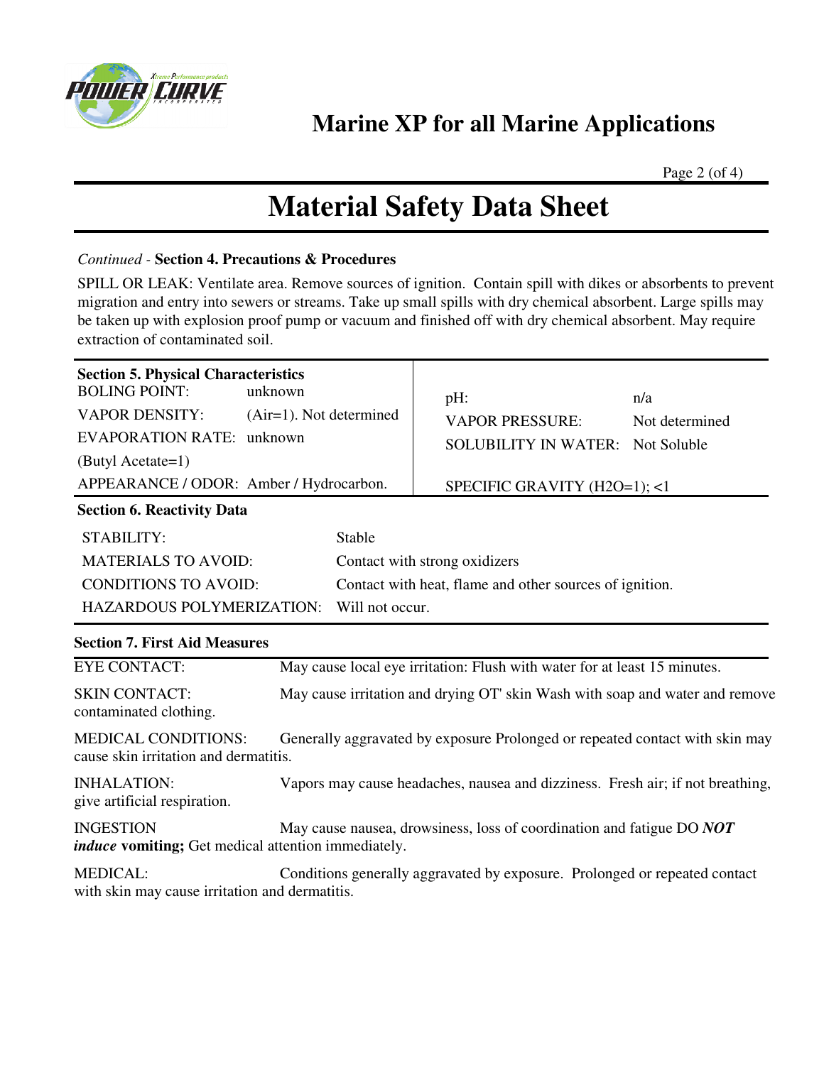*Continued* - **Section 4. Precautions & Procedures**

SPILL OR LEAK: Ventilate area. Remove sources of ignition. Contain spill with dikes or absorbents to prevent migration and entry into sewers or streams. Take up small spills with dry chemical absorbent. Large spills may be taken up with explosion proof pump or vacuum and finished off with dry chemical absorbent. May require extraction of contaminated soil.

**Section 5. Physical Characteristics**

| | | | |
|---|---|---|---|
| BOLING POINT: | unknown | pH: | n/a |
| VAPOR DENSITY: | (Air=1). Not determined | VAPOR PRESSURE: | Not determined |
| EVAPORATION RATE: (Butyl Acetate=1) | unknown | SOLUBILITY IN WATER: | Not Soluble |
| APPEARANCE / ODOR: | Amber / Hydrocarbon. | SPECIFIC GRAVITY (H2O=1); <1 | |

**Section 6. Reactivity Data**

| | |
|---|---|
| STABILITY: | Stable |
| MATERIALS TO AVOID: | Contact with strong oxidizers |
| CONDITIONS TO AVOID: | Contact with heat, flame and other sources of ignition. |
| HAZARDOUS POLYMERIZATION: | Will not occur. |

**Section 7. First Aid Measures**

EYE CONTACT: May cause local eye irritation: Flush with water for at least 15 minutes.

SKIN CONTACT: May cause irritation and drying OT' skin Wash with soap and water and remove contaminated clothing.

MEDICAL CONDITIONS: Generally aggravated by exposure Prolonged or repeated contact with skin may cause skin irritation and dermatitis.

INHALATION: Vapors may cause headaches, nausea and dizziness. Fresh air; if not breathing, give artificial respiration.

INGESTION May cause nausea, drowsiness, loss of coordination and fatigue DO ***NOT induce* vomiting;** Get medical attention immediately.

MEDICAL: Conditions generally aggravated by exposure. Prolonged or repeated contact with skin may cause irritation and dermatitis.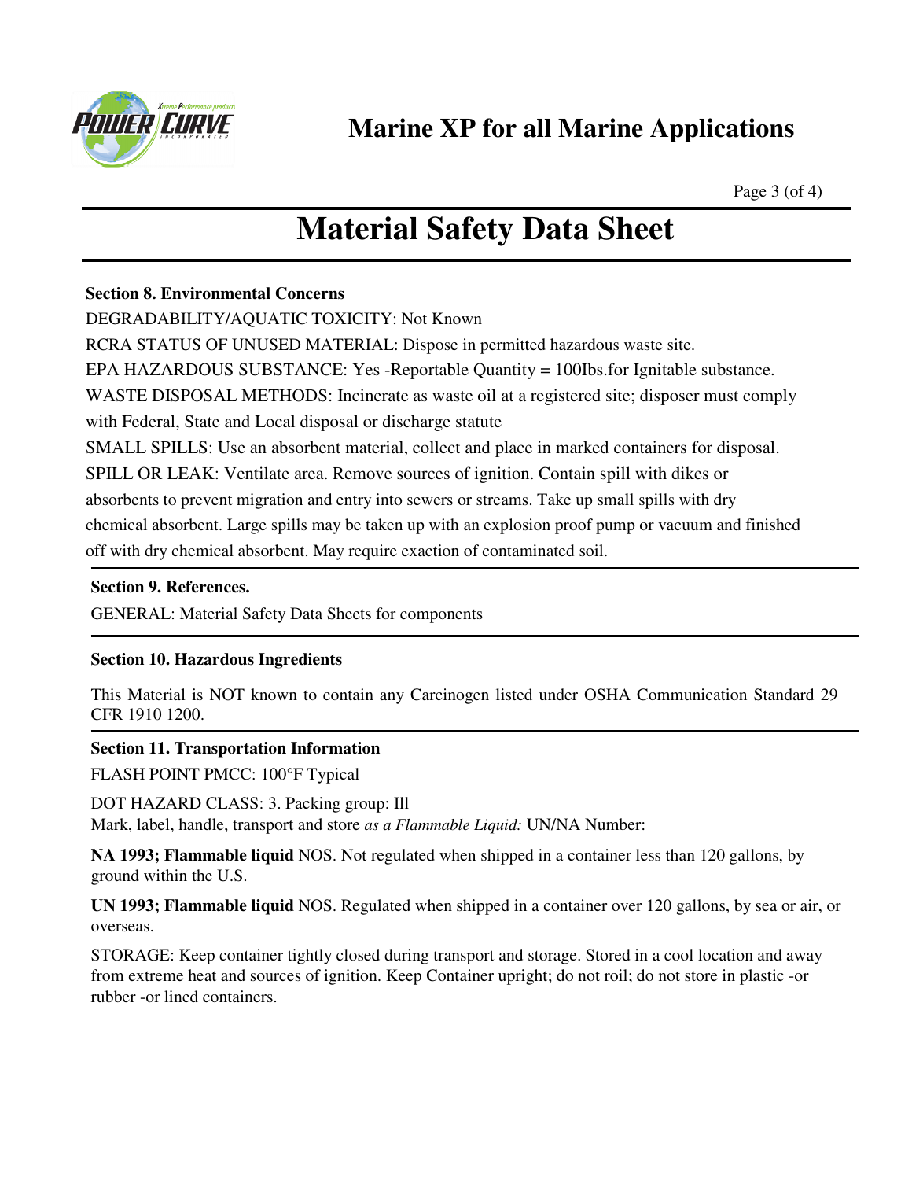# Marine XP for all Marine Applications

# Material Safety Data Sheet

**Section 8. Environmental Concerns**

DEGRADABILITY/AQUATIC TOXICITY: Not Known

RCRA STATUS OF UNUSED MATERIAL: Dispose in permitted hazardous waste site.

EPA HAZARDOUS SUBSTANCE: Yes -Reportable Quantity = 100Ibs.for Ignitable substance.

WASTE DISPOSAL METHODS: Incinerate as waste oil at a registered site; disposer must comply with Federal, State and Local disposal or discharge statute

SMALL SPILLS: Use an absorbent material, collect and place in marked containers for disposal.

SPILL OR LEAK: Ventilate area. Remove sources of ignition. Contain spill with dikes or absorbents to prevent migration and entry into sewers or streams. Take up small spills with dry chemical absorbent. Large spills may be taken up with an explosion proof pump or vacuum and finished off with dry chemical absorbent. May require exaction of contaminated soil.

**Section 9. References.**

GENERAL: Material Safety Data Sheets for components

**Section 10. Hazardous Ingredients**

This Material is NOT known to contain any Carcinogen listed under OSHA Communication Standard 29 CFR 1910 1200.

**Section 11. Transportation Information**

FLASH POINT PMCC: 100°F Typical

DOT HAZARD CLASS: 3. Packing group: Ill
Mark, label, handle, transport and store *as a Flammable Liquid:* UN/NA Number:

**NA 1993; Flammable liquid** NOS. Not regulated when shipped in a container less than 120 gallons, by ground within the U.S.

**UN 1993; Flammable liquid** NOS. Regulated when shipped in a container over 120 gallons, by sea or air, or overseas.

STORAGE: Keep container tightly closed during transport and storage. Stored in a cool location and away from extreme heat and sources of ignition. Keep Container upright; do not roil; do not store in plastic -or rubber -or lined containers.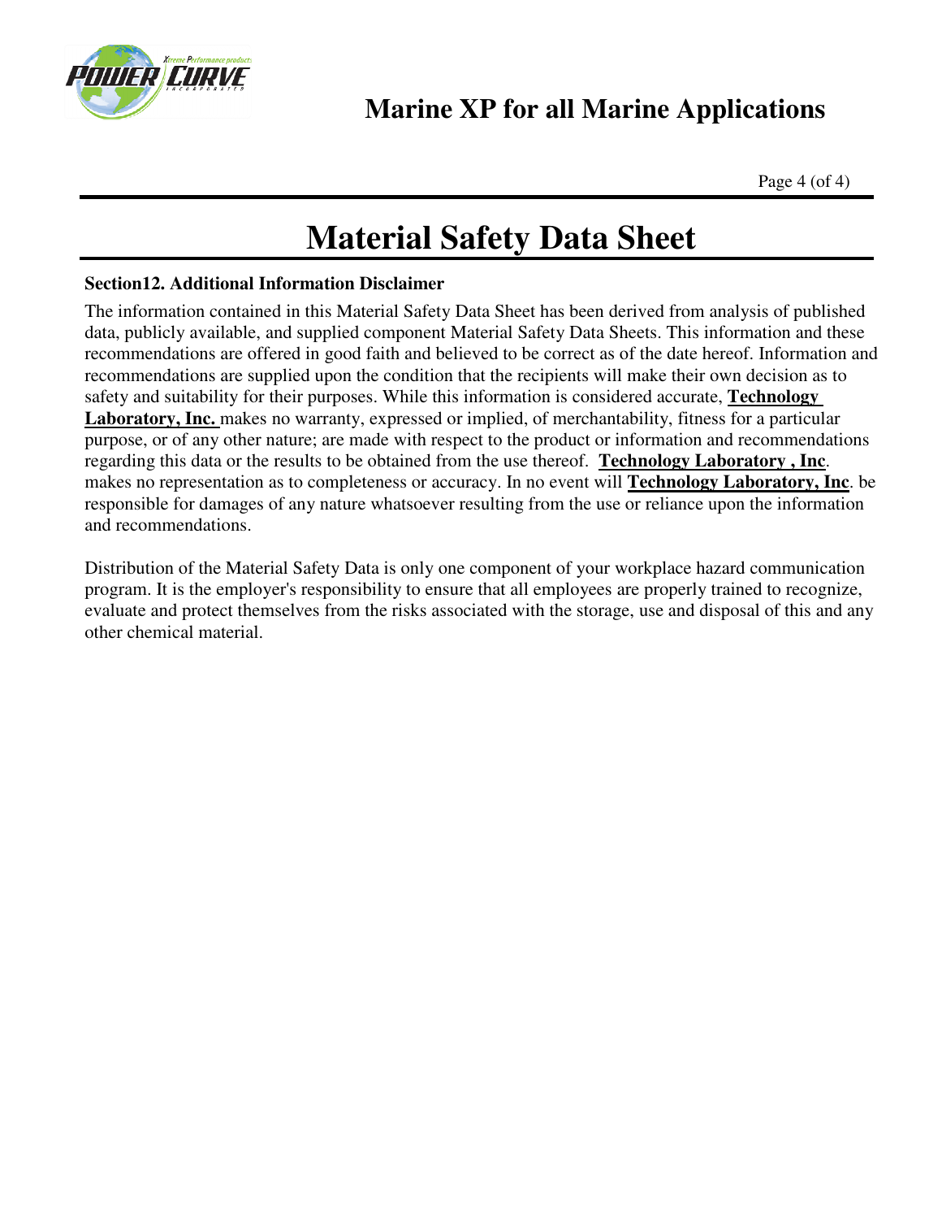# Marine XP for all Marine Applications

# Material Safety Data Sheet

**Section12. Additional Information Disclaimer**

The information contained in this Material Safety Data Sheet has been derived from analysis of published data, publicly available, and supplied component Material Safety Data Sheets. This information and these recommendations are offered in good faith and believed to be correct as of the date hereof. Information and recommendations are supplied upon the condition that the recipients will make their own decision as to safety and suitability for their purposes. While this information is considered accurate, **Technology Laboratory, Inc.** makes no warranty, expressed or implied, of merchantability, fitness for a particular purpose, or of any other nature; are made with respect to the product or information and recommendations regarding this data or the results to be obtained from the use thereof. **Technology Laboratory , Inc**. makes no representation as to completeness or accuracy. In no event will **Technology Laboratory, Inc**. be responsible for damages of any nature whatsoever resulting from the use or reliance upon the information and recommendations.

Distribution of the Material Safety Data is only one component of your workplace hazard communication program. It is the employer's responsibility to ensure that all employees are properly trained to recognize, evaluate and protect themselves from the risks associated with the storage, use and disposal of this and any other chemical material.